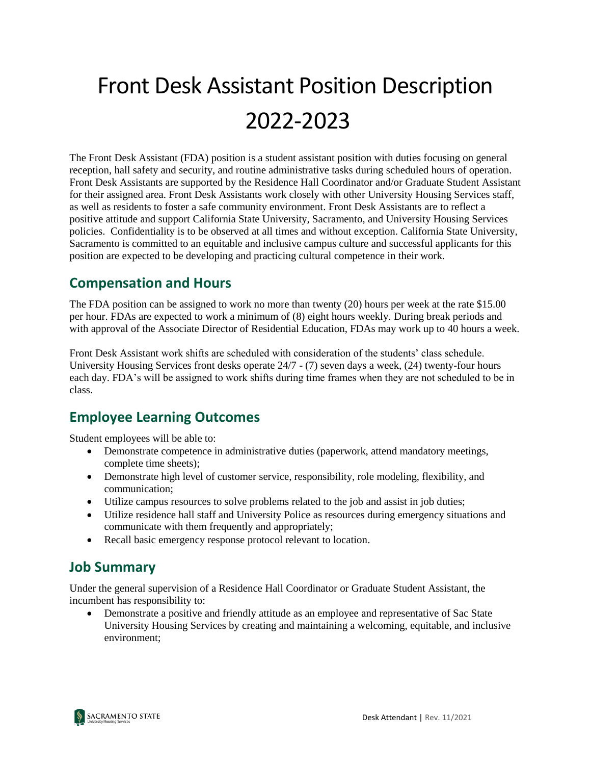# Front Desk Assistant Position Description 2022-2023

The Front Desk Assistant (FDA) position is a student assistant position with duties focusing on general reception, hall safety and security, and routine administrative tasks during scheduled hours of operation. Front Desk Assistants are supported by the Residence Hall Coordinator and/or Graduate Student Assistant for their assigned area. Front Desk Assistants work closely with other University Housing Services staff, as well as residents to foster a safe community environment. Front Desk Assistants are to reflect a positive attitude and support California State University, Sacramento, and University Housing Services policies. Confidentiality is to be observed at all times and without exception. California State University, Sacramento is committed to an equitable and inclusive campus culture and successful applicants for this position are expected to be developing and practicing cultural competence in their work.

## Compensation and Hours

The FDA position can be assigned to work no more than twenty (20) hours per week at the rate $15.00 per hour. FDAs are expected to work a minimum of (8) eight hours weekly. During break periods and with approval of the Associate Director of Residential Education, FDAs may work up to 40 hours a week.

Front Desk Assistant work shifts are scheduled with consideration of the students' class schedule. University Housing Services front desks operate 24/7 - (7) seven days a week, (24) twenty-four hours each day. FDA's will be assigned to work shifts during time frames when they are not scheduled to be in class.

## Employee Learning Outcomes

Student employees will be able to:

- Demonstrate competence in administrative duties (paperwork, attend mandatory meetings, complete time sheets);
- Demonstrate high level of customer service, responsibility, role modeling, flexibility, and communication;
- Utilize campus resources to solve problems related to the job and assist in job duties;
- Utilize residence hall staff and University Police as resources during emergency situations and communicate with them frequently and appropriately;
- Recall basic emergency response protocol relevant to location.

## Job Summary

Under the general supervision of a Residence Hall Coordinator or Graduate Student Assistant, the incumbent has responsibility to:

- Demonstrate a positive and friendly attitude as an employee and representative of Sac State University Housing Services by creating and maintaining a welcoming, equitable, and inclusive environment;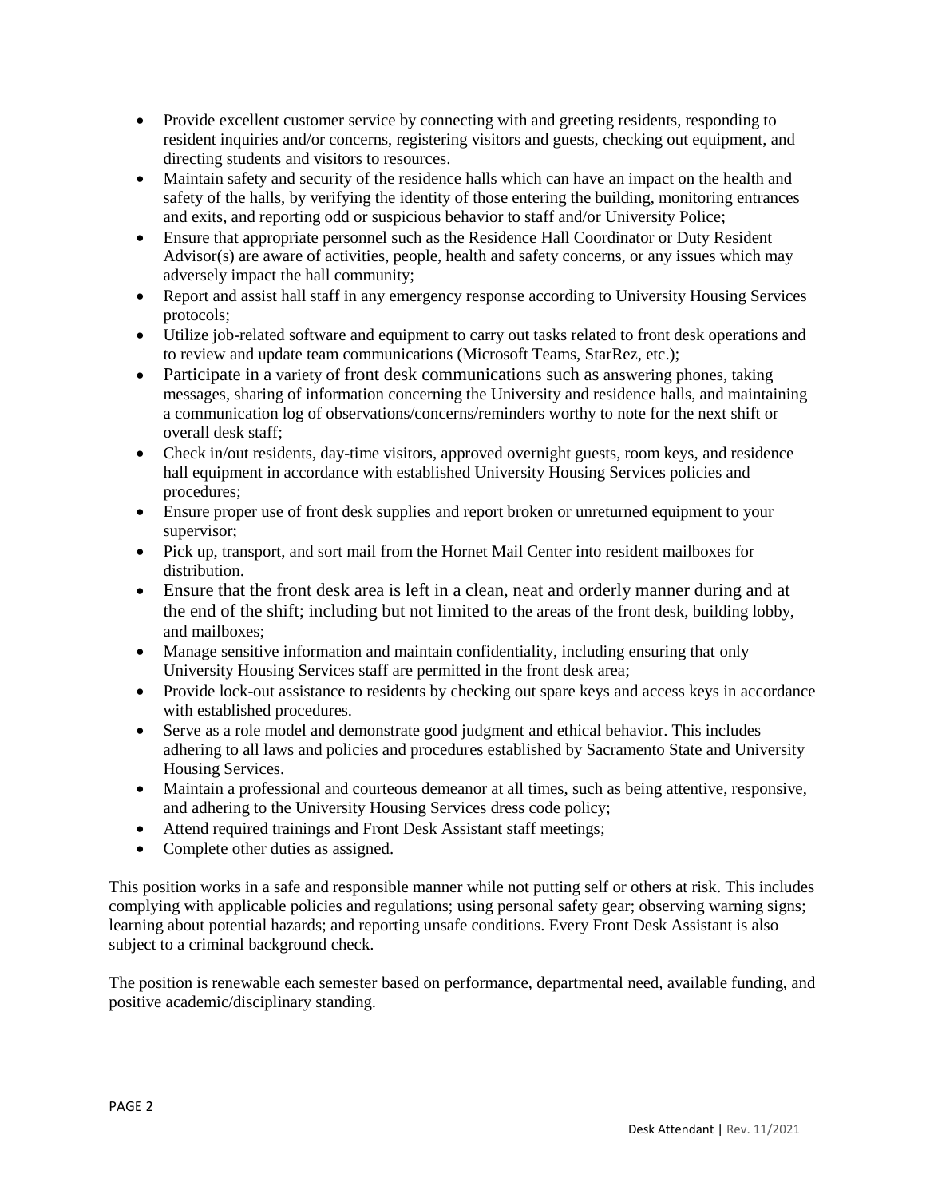- Provide excellent customer service by connecting with and greeting residents, responding to resident inquiries and/or concerns, registering visitors and guests, checking out equipment, and directing students and visitors to resources.
- Maintain safety and security of the residence halls which can have an impact on the health and safety of the halls, by verifying the identity of those entering the building, monitoring entrances and exits, and reporting odd or suspicious behavior to staff and/or University Police;
- Ensure that appropriate personnel such as the Residence Hall Coordinator or Duty Resident Advisor(s) are aware of activities, people, health and safety concerns, or any issues which may adversely impact the hall community;
- Report and assist hall staff in any emergency response according to University Housing Services protocols;
- Utilize job-related software and equipment to carry out tasks related to front desk operations and to review and update team communications (Microsoft Teams, StarRez, etc.);
- Participate in a variety of front desk communications such as answering phones, taking messages, sharing of information concerning the University and residence halls, and maintaining a communication log of observations/concerns/reminders worthy to note for the next shift or overall desk staff;
- Check in/out residents, day-time visitors, approved overnight guests, room keys, and residence hall equipment in accordance with established University Housing Services policies and procedures;
- Ensure proper use of front desk supplies and report broken or unreturned equipment to your supervisor;
- Pick up, transport, and sort mail from the Hornet Mail Center into resident mailboxes for distribution.
- Ensure that the front desk area is left in a clean, neat and orderly manner during and at the end of the shift; including but not limited to the areas of the front desk, building lobby, and mailboxes;
- Manage sensitive information and maintain confidentiality, including ensuring that only University Housing Services staff are permitted in the front desk area;
- Provide lock-out assistance to residents by checking out spare keys and access keys in accordance with established procedures.
- Serve as a role model and demonstrate good judgment and ethical behavior. This includes adhering to all laws and policies and procedures established by Sacramento State and University Housing Services.
- Maintain a professional and courteous demeanor at all times, such as being attentive, responsive, and adhering to the University Housing Services dress code policy;
- Attend required trainings and Front Desk Assistant staff meetings;
- Complete other duties as assigned.

This position works in a safe and responsible manner while not putting self or others at risk. This includes complying with applicable policies and regulations; using personal safety gear; observing warning signs; learning about potential hazards; and reporting unsafe conditions. Every Front Desk Assistant is also subject to a criminal background check.

The position is renewable each semester based on performance, departmental need, available funding, and positive academic/disciplinary standing.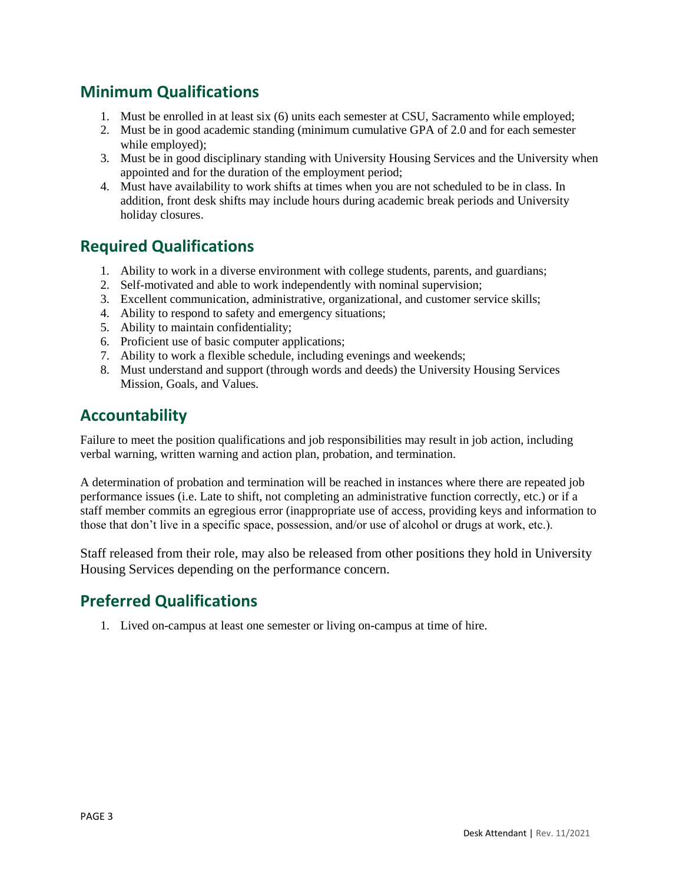## Minimum Qualifications

1. Must be enrolled in at least six (6) units each semester at CSU, Sacramento while employed;
2. Must be in good academic standing (minimum cumulative GPA of 2.0 and for each semester while employed);
3. Must be in good disciplinary standing with University Housing Services and the University when appointed and for the duration of the employment period;
4. Must have availability to work shifts at times when you are not scheduled to be in class. In addition, front desk shifts may include hours during academic break periods and University holiday closures.

## Required Qualifications

1. Ability to work in a diverse environment with college students, parents, and guardians;
2. Self-motivated and able to work independently with nominal supervision;
3. Excellent communication, administrative, organizational, and customer service skills;
4. Ability to respond to safety and emergency situations;
5. Ability to maintain confidentiality;
6. Proficient use of basic computer applications;
7. Ability to work a flexible schedule, including evenings and weekends;
8. Must understand and support (through words and deeds) the University Housing Services Mission, Goals, and Values.

## Accountability

Failure to meet the position qualifications and job responsibilities may result in job action, including verbal warning, written warning and action plan, probation, and termination.

A determination of probation and termination will be reached in instances where there are repeated job performance issues (i.e. Late to shift, not completing an administrative function correctly, etc.) or if a staff member commits an egregious error (inappropriate use of access, providing keys and information to those that don't live in a specific space, possession, and/or use of alcohol or drugs at work, etc.).

Staff released from their role, may also be released from other positions they hold in University Housing Services depending on the performance concern.

## Preferred Qualifications

1. Lived on-campus at least one semester or living on-campus at time of hire.